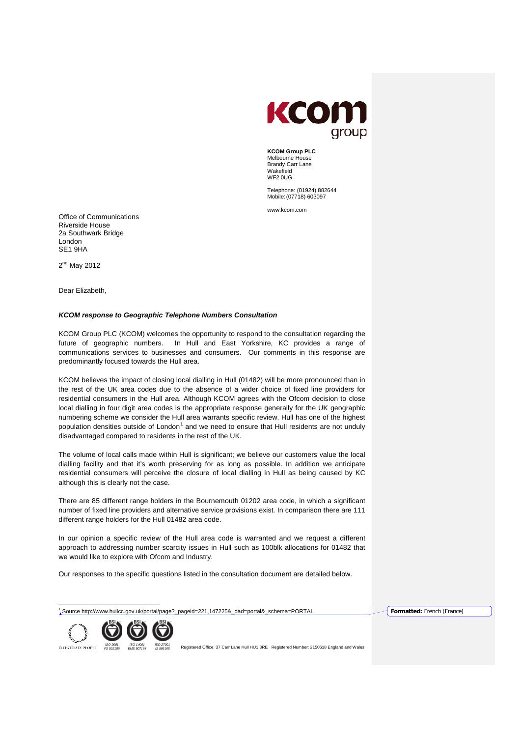KCOM group

**KCOM Group PLC**
Melbourne House
Brandy Carr Lane
Wakefield
WF2 0UG

Telephone: (01924) 882644
Mobile: (07718) 603097

www.kcom.com

Office of Communications
Riverside House
2a Southwark Bridge
London
SE1 9HA

2nd May 2012

Dear Elizabeth,

***KCOM response to Geographic Telephone Numbers Consultation***

KCOM Group PLC (KCOM) welcomes the opportunity to respond to the consultation regarding the future of geographic numbers. In Hull and East Yorkshire, KC provides a range of communications services to businesses and consumers. Our comments in this response are predominantly focused towards the Hull area.

KCOM believes the impact of closing local dialling in Hull (01482) will be more pronounced than in the rest of the UK area codes due to the absence of a wider choice of fixed line providers for residential consumers in the Hull area. Although KCOM agrees with the Ofcom decision to close local dialling in four digit area codes is the appropriate response generally for the UK geographic numbering scheme we consider the Hull area warrants specific review. Hull has one of the highest population densities outside of London[1] and we need to ensure that Hull residents are not unduly disadvantaged compared to residents in the rest of the UK.

The volume of local calls made within Hull is significant; we believe our customers value the local dialling facility and that it's worth preserving for as long as possible. In addition we anticipate residential consumers will perceive the closure of local dialling in Hull as being caused by KC although this is clearly not the case.

There are 85 different range holders in the Bournemouth 01202 area code, in which a significant number of fixed line providers and alternative service provisions exist. In comparison there are 111 different range holders for the Hull 01482 area code.

In our opinion a specific review of the Hull area code is warranted and we request a different approach to addressing number scarcity issues in Hull such as 100blk allocations for 01482 that we would like to explore with Ofcom and Industry.

Our responses to the specific questions listed in the consultation document are detailed below.

---

[1] Source http://www.hullcc.gov.uk/portal/page?_pageid=221,147225&_dad=portal&_schema=PORTAL

Formatted: French (France)

INVESTOR IN PEOPLE | ISO 9001 FS 502189 | ISO 14001 EMS 507164 | ISO 27001 IS 506165

Registered Office: 37 Carr Lane Hull HU1 3RE Registered Number: 2150618 England and Wales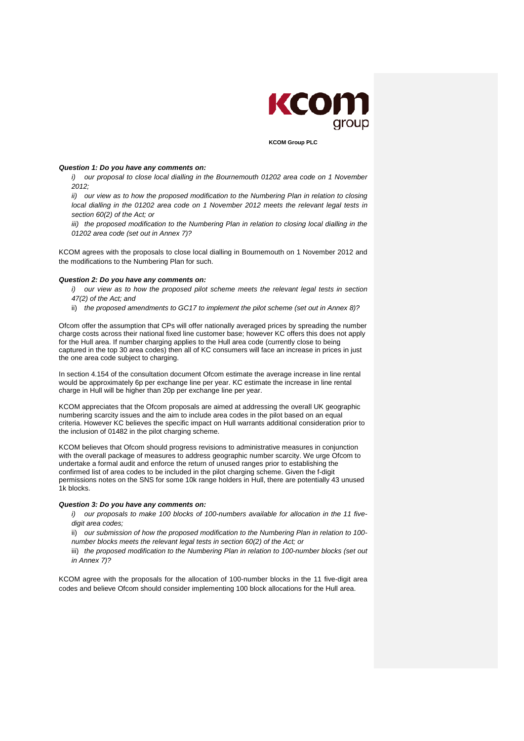**KCOM Group PLC**

***Question 1: Do you have any comments on:***

*i) our proposal to close local dialling in the Bournemouth 01202 area code on 1 November 2012;*

*ii) our view as to how the proposed modification to the Numbering Plan in relation to closing local dialling in the 01202 area code on 1 November 2012 meets the relevant legal tests in section 60(2) of the Act; or*

*iii) the proposed modification to the Numbering Plan in relation to closing local dialling in the 01202 area code (set out in Annex 7)?*

KCOM agrees with the proposals to close local dialling in Bournemouth on 1 November 2012 and the modifications to the Numbering Plan for such.

***Question 2: Do you have any comments on:***

*i) our view as to how the proposed pilot scheme meets the relevant legal tests in section 47(2) of the Act; and*

ii) *the proposed amendments to GC17 to implement the pilot scheme (set out in Annex 8)?*

Ofcom offer the assumption that CPs will offer nationally averaged prices by spreading the number charge costs across their national fixed line customer base; however KC offers this does not apply for the Hull area. If number charging applies to the Hull area code (currently close to being captured in the top 30 area codes) then all of KC consumers will face an increase in prices in just the one area code subject to charging.

In section 4.154 of the consultation document Ofcom estimate the average increase in line rental would be approximately 6p per exchange line per year. KC estimate the increase in line rental charge in Hull will be higher than 20p per exchange line per year.

KCOM appreciates that the Ofcom proposals are aimed at addressing the overall UK geographic numbering scarcity issues and the aim to include area codes in the pilot based on an equal criteria. However KC believes the specific impact on Hull warrants additional consideration prior to the inclusion of 01482 in the pilot charging scheme.

KCOM believes that Ofcom should progress revisions to administrative measures in conjunction with the overall package of measures to address geographic number scarcity. We urge Ofcom to undertake a formal audit and enforce the return of unused ranges prior to establishing the confirmed list of area codes to be included in the pilot charging scheme. Given the f-digit permissions notes on the SNS for some 10k range holders in Hull, there are potentially 43 unused 1k blocks.

***Question 3: Do you have any comments on:***

*i) our proposals to make 100 blocks of 100-numbers available for allocation in the 11 five-digit area codes;*

ii) *our submission of how the proposed modification to the Numbering Plan in relation to 100-number blocks meets the relevant legal tests in section 60(2) of the Act; or*

iii) *the proposed modification to the Numbering Plan in relation to 100-number blocks (set out in Annex 7)?*

KCOM agree with the proposals for the allocation of 100-number blocks in the 11 five-digit area codes and believe Ofcom should consider implementing 100 block allocations for the Hull area.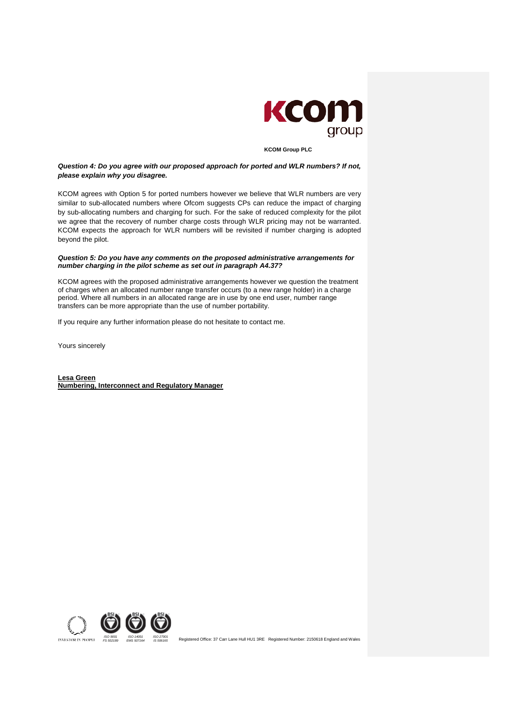**KCOM Group PLC**

***Question 4: Do you agree with our proposed approach for ported and WLR numbers? If not, please explain why you disagree.***

KCOM agrees with Option 5 for ported numbers however we believe that WLR numbers are very similar to sub-allocated numbers where Ofcom suggests CPs can reduce the impact of charging by sub-allocating numbers and charging for such. For the sake of reduced complexity for the pilot we agree that the recovery of number charge costs through WLR pricing may not be warranted. KCOM expects the approach for WLR numbers will be revisited if number charging is adopted beyond the pilot.

***Question 5: Do you have any comments on the proposed administrative arrangements for number charging in the pilot scheme as set out in paragraph A4.37?***

KCOM agrees with the proposed administrative arrangements however we question the treatment of charges when an allocated number range transfer occurs (to a new range holder) in a charge period. Where all numbers in an allocated range are in use by one end user, number range transfers can be more appropriate than the use of number portability.

If you require any further information please do not hesitate to contact me.

Yours sincerely

**Lesa Green**
**Numbering, Interconnect and Regulatory Manager**

Registered Office: 37 Carr Lane Hull HU1 3RE Registered Number: 2150618 England and Wales